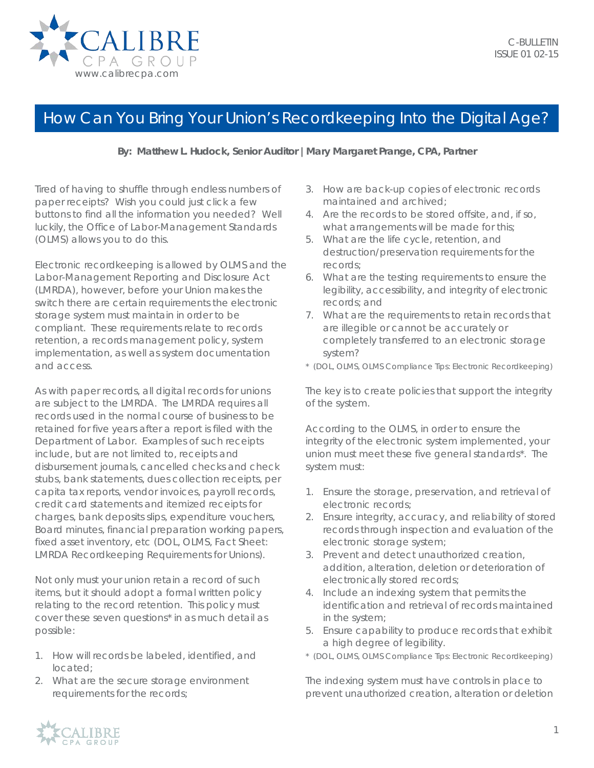C-BULLETIN
ISSUE 01 02-15

# How Can You Bring Your Union's Recordkeeping Into the Digital Age?

**By: Matthew L. Hudock, Senior Auditor | Mary Margaret Prange, CPA, Partner**

Tired of having to shuffle through endless numbers of paper receipts? Wish you could just click a few buttons to find all the information you needed? Well luckily, the Office of Labor-Management Standards (OLMS) allows you to do this.

Electronic recordkeeping is allowed by OLMS and the Labor-Management Reporting and Disclosure Act (LMRDA), however, before your Union makes the switch there are certain requirements the electronic storage system must maintain in order to be compliant. These requirements relate to records retention, a records management policy, system implementation, as well as system documentation and access.

As with paper records, all digital records for unions are subject to the LMRDA. The LMRDA requires all records used in the normal course of business to be retained for five years after a report is filed with the Department of Labor. Examples of such receipts include, but are not limited to, receipts and disbursement journals, cancelled checks and check stubs, bank statements, dues collection receipts, per capita tax reports, vendor invoices, payroll records, credit card statements and itemized receipts for charges, bank deposits slips, expenditure vouchers, Board minutes, financial preparation working papers, fixed asset inventory, etc (DOL, OLMS, Fact Sheet: LMRDA Recordkeeping Requirements for Unions).

Not only must your union retain a record of such items, but it should adopt a formal written policy relating to the record retention. This policy must cover these seven questions* in as much detail as possible:

1. How will records be labeled, identified, and located;
2. What are the secure storage environment requirements for the records;
3. How are back-up copies of electronic records maintained and archived;
4. Are the records to be stored offsite, and, if so, what arrangements will be made for this;
5. What are the life cycle, retention, and destruction/preservation requirements for the records;
6. What are the testing requirements to ensure the legibility, accessibility, and integrity of electronic records; and
7. What are the requirements to retain records that are illegible or cannot be accurately or completely transferred to an electronic storage system?

\* (DOL, OLMS, OLMS Compliance Tips: Electronic Recordkeeping)

The key is to create policies that support the integrity of the system.

According to the OLMS, in order to ensure the integrity of the electronic system implemented, your union must meet these five general standards*. The system must:

1. Ensure the storage, preservation, and retrieval of electronic records;
2. Ensure integrity, accuracy, and reliability of stored records through inspection and evaluation of the electronic storage system;
3. Prevent and detect unauthorized creation, addition, alteration, deletion or deterioration of electronically stored records;
4. Include an indexing system that permits the identification and retrieval of records maintained in the system;
5. Ensure capability to produce records that exhibit a high degree of legibility.

\* (DOL, OLMS, OLMS Compliance Tips: Electronic Recordkeeping)

The indexing system must have controls in place to prevent unauthorized creation, alteration or deletion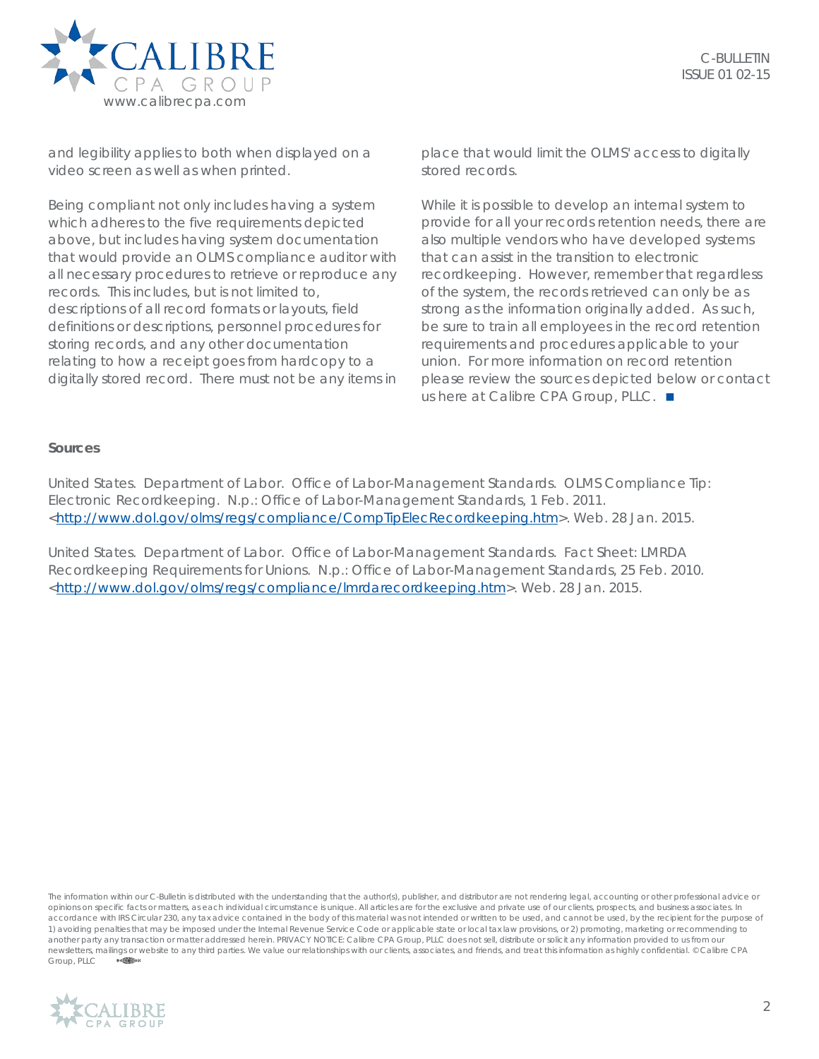and legibility applies to both when displayed on a video screen as well as when printed.

Being compliant not only includes having a system which adheres to the five requirements depicted above, but includes having system documentation that would provide an OLMS compliance auditor with all necessary procedures to retrieve or reproduce any records. This includes, but is not limited to, descriptions of all record formats or layouts, field definitions or descriptions, personnel procedures for storing records, and any other documentation relating to how a receipt goes from hardcopy to a digitally stored record. There must not be any items in place that would limit the OLMS' access to digitally stored records.

While it is possible to develop an internal system to provide for all your records retention needs, there are also multiple vendors who have developed systems that can assist in the transition to electronic recordkeeping. However, remember that regardless of the system, the records retrieved can only be as strong as the information originally added. As such, be sure to train all employees in the record retention requirements and procedures applicable to your union. For more information on record retention please review the sources depicted below or contact us here at Calibre CPA Group, PLLC. ■

**Sources**

United States. Department of Labor. Office of Labor-Management Standards. OLMS Compliance Tip: Electronic Recordkeeping. N.p.: Office of Labor-Management Standards, 1 Feb. 2011. <http://www.dol.gov/olms/regs/compliance/CompTipElecRecordkeeping.htm>. Web. 28 Jan. 2015.

United States. Department of Labor. Office of Labor-Management Standards. Fact Sheet: LMRDA Recordkeeping Requirements for Unions. N.p.: Office of Labor-Management Standards, 25 Feb. 2010. <http://www.dol.gov/olms/regs/compliance/lmrdarecordkeeping.htm>. Web. 28 Jan. 2015.

The information within our C-Bulletin is distributed with the understanding that the author(s), publisher, and distributor are not rendering legal, accounting or other professional advice or opinions on specific facts or matters, as each individual circumstance is unique. All articles are for the exclusive and private use of our clients, prospects, and business associates. In accordance with IRS Circular 230, any tax advice contained in the body of this material was not intended or written to be used, and cannot be used, by the recipient for the purpose of 1) avoiding penalties that may be imposed under the Internal Revenue Service Code or applicable state or local tax law provisions, or 2) promoting, marketing or recommending to another party any transaction or matter addressed herein. PRIVACY NOTICE: Calibre CPA Group, PLLC does not sell, distribute or solicit any information provided to us from our newsletters, mailings or website to any third parties. We value our relationships with our clients, associates, and friends, and treat this information as highly confidential. ©Calibre CPA Group, PLLC